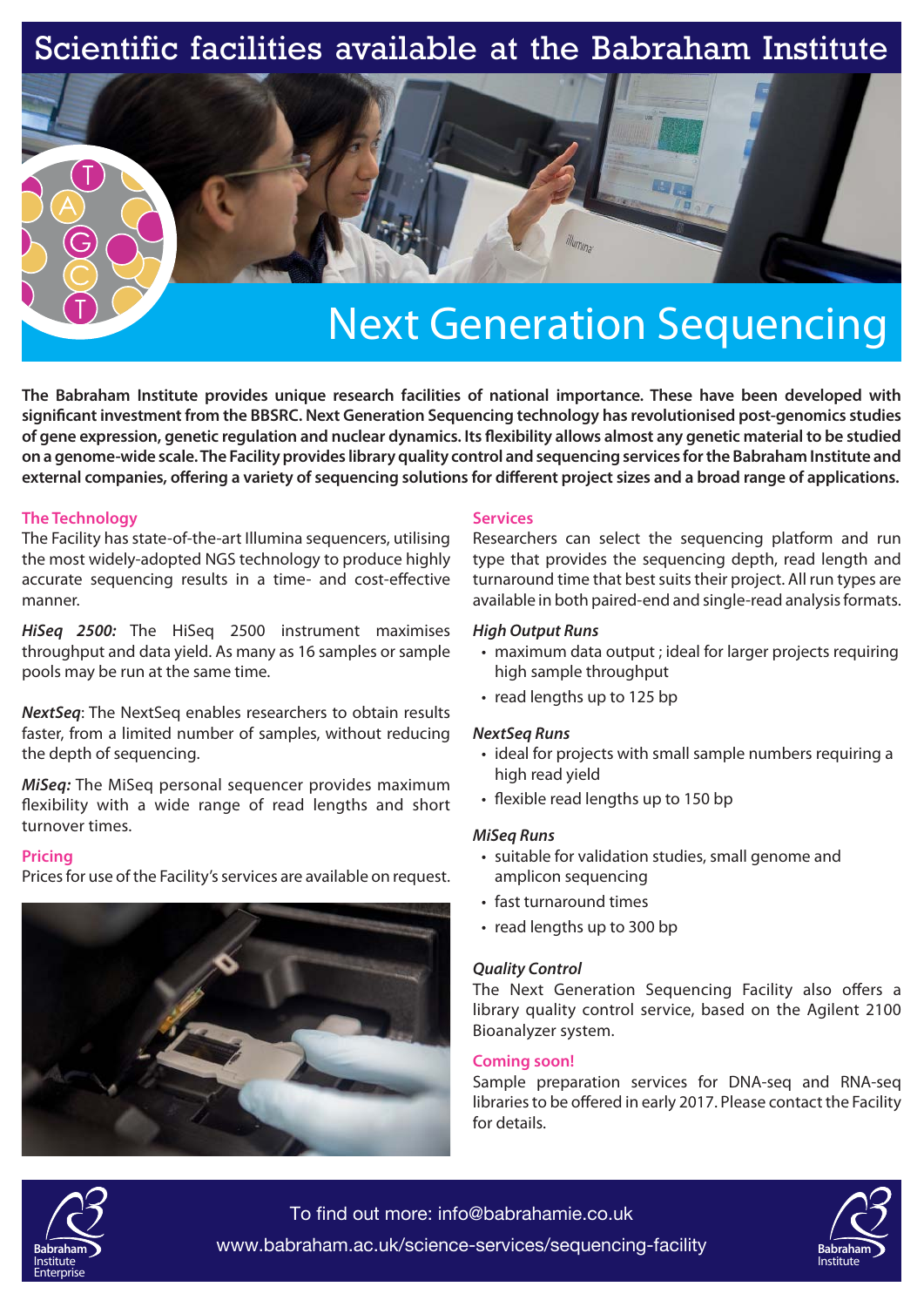# Scientific facilities available at the Babraham Institute

# Next Generation Sequencing

**The Babraham Institute provides unique research facilities of national importance. These have been developed with significant investment from the BBSRC. Next Generation Sequencing technology has revolutionised post-genomics studies of gene expression, genetic regulation and nuclear dynamics. Its flexibility allows almost any genetic material to be studied on a genome-wide scale. The Facility provides library quality control and sequencing services for the Babraham Institute and external companies, offering a variety of sequencing solutions for different project sizes and a broad range of applications.**

## The Technology

The Facility has state-of-the-art Illumina sequencers, utilising the most widely-adopted NGS technology to produce highly accurate sequencing results in a time- and cost-effective manner.

***HiSeq 2500:*** The HiSeq 2500 instrument maximises throughput and data yield. As many as 16 samples or sample pools may be run at the same time.

***NextSeq***: The NextSeq enables researchers to obtain results faster, from a limited number of samples, without reducing the depth of sequencing.

***MiSeq:*** The MiSeq personal sequencer provides maximum flexibility with a wide range of read lengths and short turnover times.

## Pricing

Prices for use of the Facility's services are available on request.

## Services

Researchers can select the sequencing platform and run type that provides the sequencing depth, read length and turnaround time that best suits their project. All run types are available in both paired-end and single-read analysis formats.

### *High Output Runs*

- maximum data output ; ideal for larger projects requiring high sample throughput
- read lengths up to 125 bp

### *NextSeq Runs*

- ideal for projects with small sample numbers requiring a high read yield
- flexible read lengths up to 150 bp

### *MiSeq Runs*

- suitable for validation studies, small genome and amplicon sequencing
- fast turnaround times
- read lengths up to 300 bp

### *Quality Control*

The Next Generation Sequencing Facility also offers a library quality control service, based on the Agilent 2100 Bioanalyzer system.

## Coming soon!

Sample preparation services for DNA-seq and RNA-seq libraries to be offered in early 2017. Please contact the Facility for details.

Babraham Institute Enterprise

To find out more: info@babrahamie.co.uk

www.babraham.ac.uk/science-services/sequencing-facility

Babraham Institute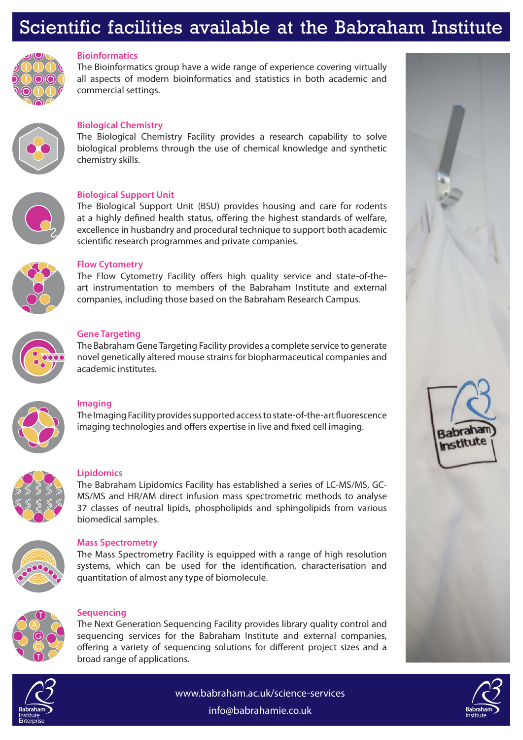# Scientific facilities available at the Babraham Institute

### Bioinformatics

The Bioinformatics group have a wide range of experience covering virtually all aspects of modern bioinformatics and statistics in both academic and commercial settings.

### Biological Chemistry

The Biological Chemistry Facility provides a research capability to solve biological problems through the use of chemical knowledge and synthetic chemistry skills.

### Biological Support Unit

The Biological Support Unit (BSU) provides housing and care for rodents at a highly defined health status, offering the highest standards of welfare, excellence in husbandry and procedural technique to support both academic scientific research programmes and private companies.

### Flow Cytometry

The Flow Cytometry Facility offers high quality service and state-of-the-art instrumentation to members of the Babraham Institute and external companies, including those based on the Babraham Research Campus.

### Gene Targeting

The Babraham Gene Targeting Facility provides a complete service to generate novel genetically altered mouse strains for biopharmaceutical companies and academic institutes.

### Imaging

The Imaging Facility provides supported access to state-of-the-art fluorescence imaging technologies and offers expertise in live and fixed cell imaging.

### Lipidomics

The Babraham Lipidomics Facility has established a series of LC-MS/MS, GC-MS/MS and HR/AM direct infusion mass spectrometric methods to analyse 37 classes of neutral lipids, phospholipids and sphingolipids from various biomedical samples.

### Mass Spectrometry

The Mass Spectrometry Facility is equipped with a range of high resolution systems, which can be used for the identification, characterisation and quantitation of almost any type of biomolecule.

### Sequencing

The Next Generation Sequencing Facility provides library quality control and sequencing services for the Babraham Institute and external companies, offering a variety of sequencing solutions for different project sizes and a broad range of applications.

Babraham Institute Enterprise

www.babraham.ac.uk/science-services

info@babrahamie.co.uk

Babraham Institute